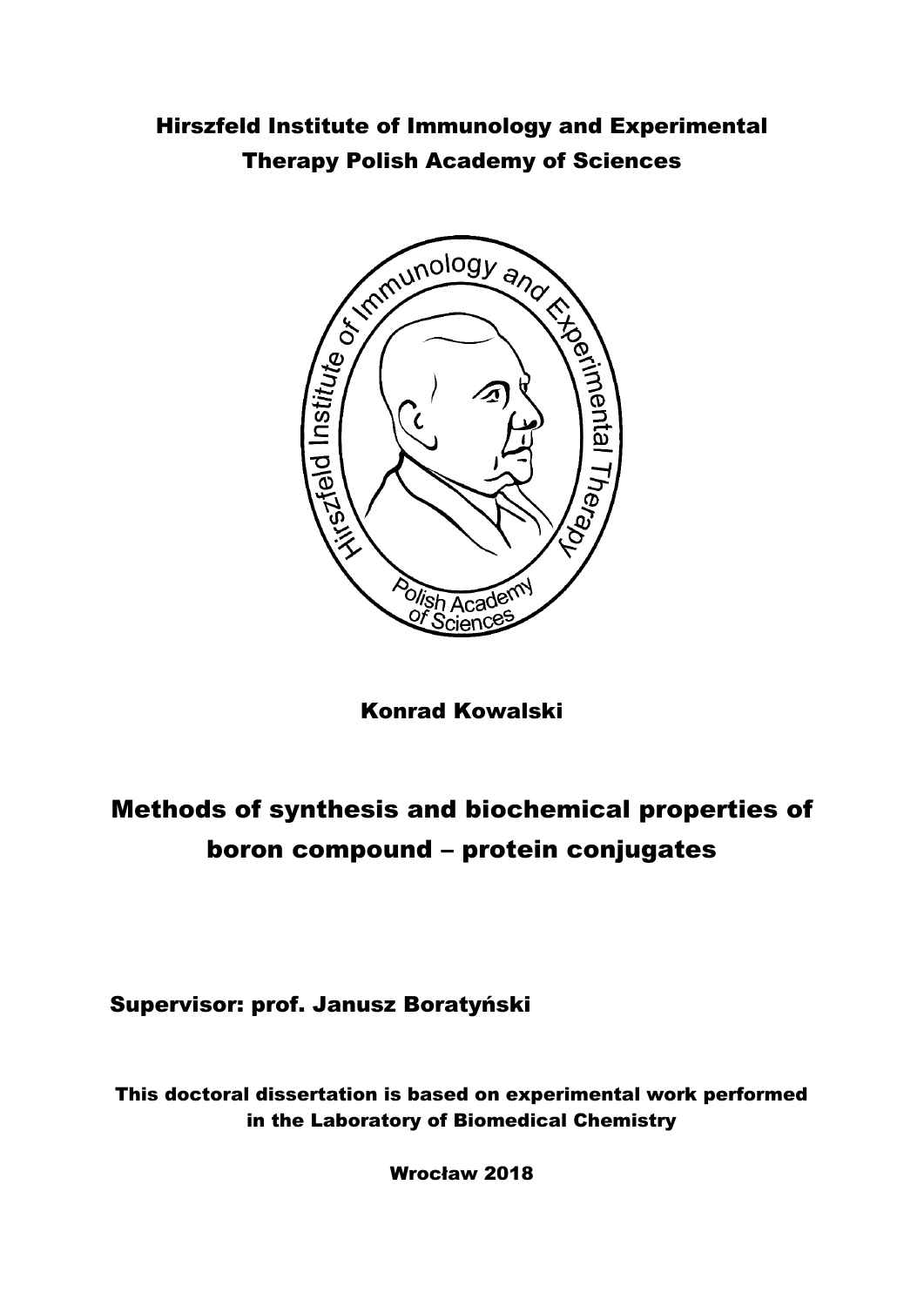Hirszfeld Institute of Immunology and Experimental Therapy Polish Academy of Sciences

Konrad Kowalski

# Methods of synthesis and biochemical properties of boron compound – protein conjugates

Supervisor: prof. Janusz Boratyński

This doctoral dissertation is based on experimental work performed in the Laboratory of Biomedical Chemistry

Wrocław 2018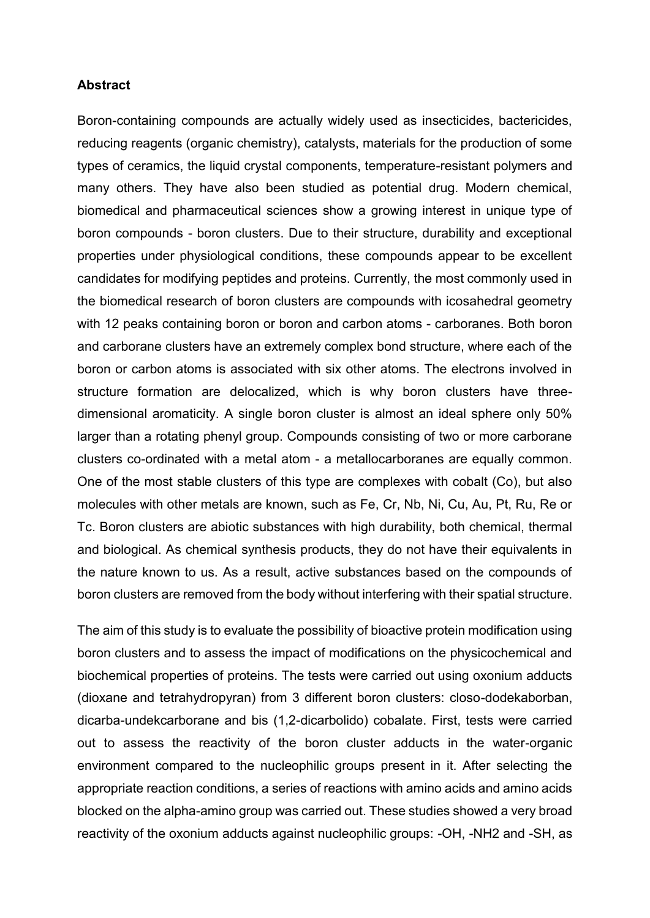**Abstract**

Boron-containing compounds are actually widely used as insecticides, bactericides, reducing reagents (organic chemistry), catalysts, materials for the production of some types of ceramics, the liquid crystal components, temperature-resistant polymers and many others. They have also been studied as potential drug. Modern chemical, biomedical and pharmaceutical sciences show a growing interest in unique type of boron compounds - boron clusters. Due to their structure, durability and exceptional properties under physiological conditions, these compounds appear to be excellent candidates for modifying peptides and proteins. Currently, the most commonly used in the biomedical research of boron clusters are compounds with icosahedral geometry with 12 peaks containing boron or boron and carbon atoms - carboranes. Both boron and carborane clusters have an extremely complex bond structure, where each of the boron or carbon atoms is associated with six other atoms. The electrons involved in structure formation are delocalized, which is why boron clusters have three-dimensional aromaticity. A single boron cluster is almost an ideal sphere only 50% larger than a rotating phenyl group. Compounds consisting of two or more carborane clusters co-ordinated with a metal atom - a metallocarboranes are equally common. One of the most stable clusters of this type are complexes with cobalt (Co), but also molecules with other metals are known, such as Fe, Cr, Nb, Ni, Cu, Au, Pt, Ru, Re or Tc. Boron clusters are abiotic substances with high durability, both chemical, thermal and biological. As chemical synthesis products, they do not have their equivalents in the nature known to us. As a result, active substances based on the compounds of boron clusters are removed from the body without interfering with their spatial structure.

The aim of this study is to evaluate the possibility of bioactive protein modification using boron clusters and to assess the impact of modifications on the physicochemical and biochemical properties of proteins. The tests were carried out using oxonium adducts (dioxane and tetrahydropyran) from 3 different boron clusters: closo-dodekaborban, dicarba-undekcarborane and bis (1,2-dicarbolido) cobalate. First, tests were carried out to assess the reactivity of the boron cluster adducts in the water-organic environment compared to the nucleophilic groups present in it. After selecting the appropriate reaction conditions, a series of reactions with amino acids and amino acids blocked on the alpha-amino group was carried out. These studies showed a very broad reactivity of the oxonium adducts against nucleophilic groups: -OH, $-NH_2$ and -SH, as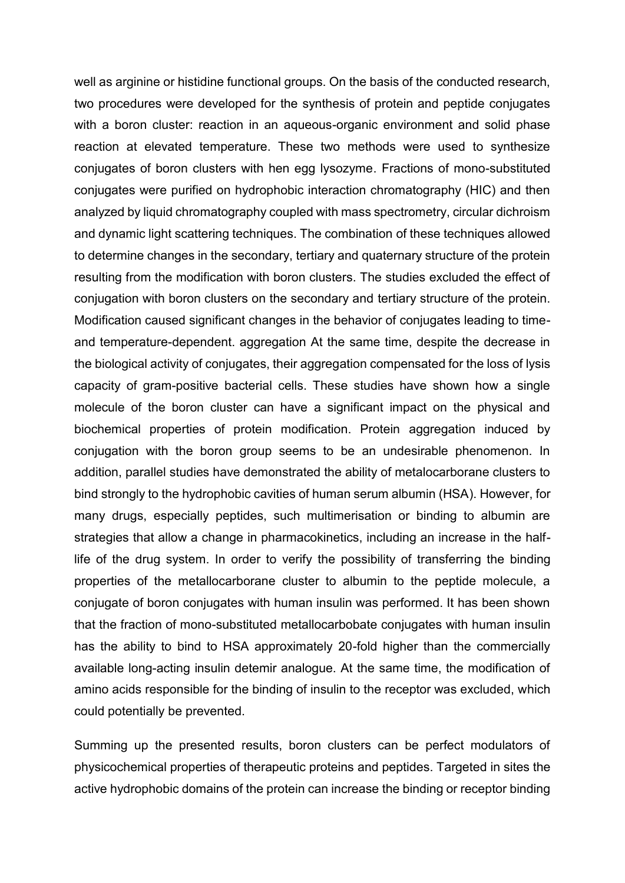well as arginine or histidine functional groups. On the basis of the conducted research, two procedures were developed for the synthesis of protein and peptide conjugates with a boron cluster: reaction in an aqueous-organic environment and solid phase reaction at elevated temperature. These two methods were used to synthesize conjugates of boron clusters with hen egg lysozyme. Fractions of mono-substituted conjugates were purified on hydrophobic interaction chromatography (HIC) and then analyzed by liquid chromatography coupled with mass spectrometry, circular dichroism and dynamic light scattering techniques. The combination of these techniques allowed to determine changes in the secondary, tertiary and quaternary structure of the protein resulting from the modification with boron clusters. The studies excluded the effect of conjugation with boron clusters on the secondary and tertiary structure of the protein. Modification caused significant changes in the behavior of conjugates leading to time- and temperature-dependent. aggregation At the same time, despite the decrease in the biological activity of conjugates, their aggregation compensated for the loss of lysis capacity of gram-positive bacterial cells. These studies have shown how a single molecule of the boron cluster can have a significant impact on the physical and biochemical properties of protein modification. Protein aggregation induced by conjugation with the boron group seems to be an undesirable phenomenon. In addition, parallel studies have demonstrated the ability of metalocarborane clusters to bind strongly to the hydrophobic cavities of human serum albumin (HSA). However, for many drugs, especially peptides, such multimerisation or binding to albumin are strategies that allow a change in pharmacokinetics, including an increase in the half-life of the drug system. In order to verify the possibility of transferring the binding properties of the metallocarborane cluster to albumin to the peptide molecule, a conjugate of boron conjugates with human insulin was performed. It has been shown that the fraction of mono-substituted metallocarbobate conjugates with human insulin has the ability to bind to HSA approximately 20-fold higher than the commercially available long-acting insulin detemir analogue. At the same time, the modification of amino acids responsible for the binding of insulin to the receptor was excluded, which could potentially be prevented.

Summing up the presented results, boron clusters can be perfect modulators of physicochemical properties of therapeutic proteins and peptides. Targeted in sites the active hydrophobic domains of the protein can increase the binding or receptor binding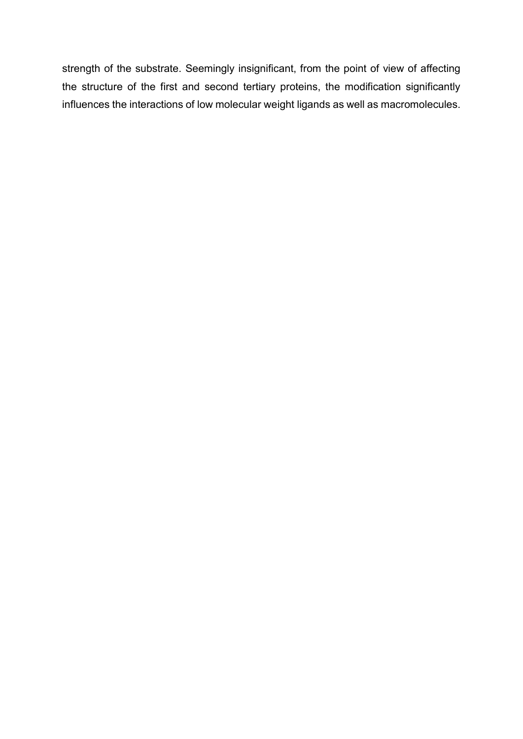strength of the substrate. Seemingly insignificant, from the point of view of affecting the structure of the first and second tertiary proteins, the modification significantly influences the interactions of low molecular weight ligands as well as macromolecules.